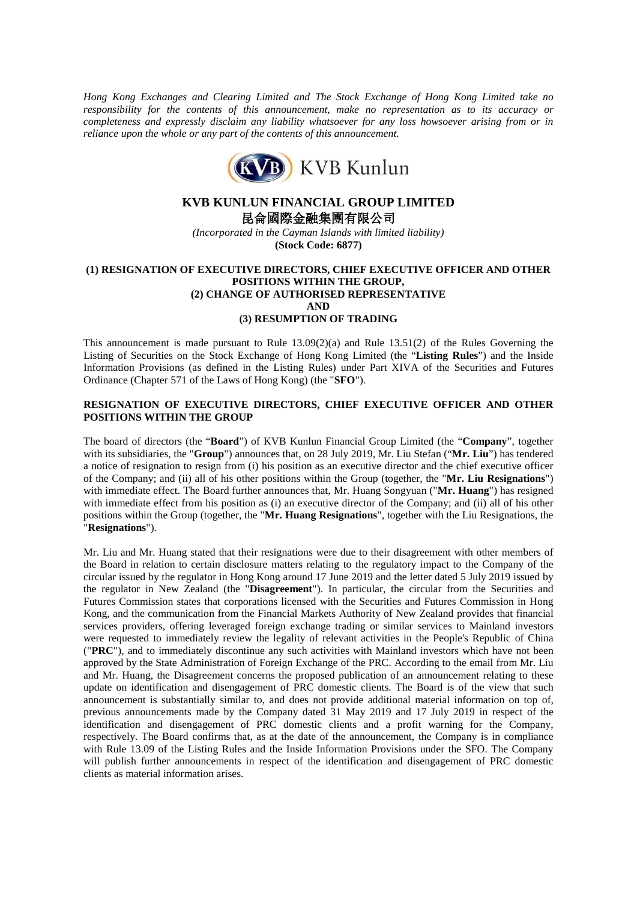*Hong Kong Exchanges and Clearing Limited and The Stock Exchange of Hong Kong Limited take no responsibility for the contents of this announcement, make no representation as to its accuracy or completeness and expressly disclaim any liability whatsoever for any loss howsoever arising from or in reliance upon the whole or any part of the contents of this announcement.*

KVB Kunlun

# KVB KUNLUN FINANCIAL GROUP LIMITED
# 昆侖國際金融集團有限公司

*(Incorporated in the Cayman Islands with limited liability)*

**(Stock Code: 6877)**

## (1) RESIGNATION OF EXECUTIVE DIRECTORS, CHIEF EXECUTIVE OFFICER AND OTHER POSITIONS WITHIN THE GROUP, (2) CHANGE OF AUTHORISED REPRESENTATIVE AND (3) RESUMPTION OF TRADING

This announcement is made pursuant to Rule 13.09(2)(a) and Rule 13.51(2) of the Rules Governing the Listing of Securities on the Stock Exchange of Hong Kong Limited (the "**Listing Rules**") and the Inside Information Provisions (as defined in the Listing Rules) under Part XIVA of the Securities and Futures Ordinance (Chapter 571 of the Laws of Hong Kong) (the "**SFO**").

### RESIGNATION OF EXECUTIVE DIRECTORS, CHIEF EXECUTIVE OFFICER AND OTHER POSITIONS WITHIN THE GROUP

The board of directors (the "**Board**") of KVB Kunlun Financial Group Limited (the "**Company**", together with its subsidiaries, the "**Group**") announces that, on 28 July 2019, Mr. Liu Stefan ("**Mr. Liu**") has tendered a notice of resignation to resign from (i) his position as an executive director and the chief executive officer of the Company; and (ii) all of his other positions within the Group (together, the "**Mr. Liu Resignations**") with immediate effect. The Board further announces that, Mr. Huang Songyuan ("**Mr. Huang**") has resigned with immediate effect from his position as (i) an executive director of the Company; and (ii) all of his other positions within the Group (together, the "**Mr. Huang Resignations**", together with the Liu Resignations, the "**Resignations**").

Mr. Liu and Mr. Huang stated that their resignations were due to their disagreement with other members of the Board in relation to certain disclosure matters relating to the regulatory impact to the Company of the circular issued by the regulator in Hong Kong around 17 June 2019 and the letter dated 5 July 2019 issued by the regulator in New Zealand (the "**Disagreement**"). In particular, the circular from the Securities and Futures Commission states that corporations licensed with the Securities and Futures Commission in Hong Kong, and the communication from the Financial Markets Authority of New Zealand provides that financial services providers, offering leveraged foreign exchange trading or similar services to Mainland investors were requested to immediately review the legality of relevant activities in the People's Republic of China ("**PRC**"), and to immediately discontinue any such activities with Mainland investors which have not been approved by the State Administration of Foreign Exchange of the PRC. According to the email from Mr. Liu and Mr. Huang, the Disagreement concerns the proposed publication of an announcement relating to these update on identification and disengagement of PRC domestic clients. The Board is of the view that such announcement is substantially similar to, and does not provide additional material information on top of, previous announcements made by the Company dated 31 May 2019 and 17 July 2019 in respect of the identification and disengagement of PRC domestic clients and a profit warning for the Company, respectively. The Board confirms that, as at the date of the announcement, the Company is in compliance with Rule 13.09 of the Listing Rules and the Inside Information Provisions under the SFO. The Company will publish further announcements in respect of the identification and disengagement of PRC domestic clients as material information arises.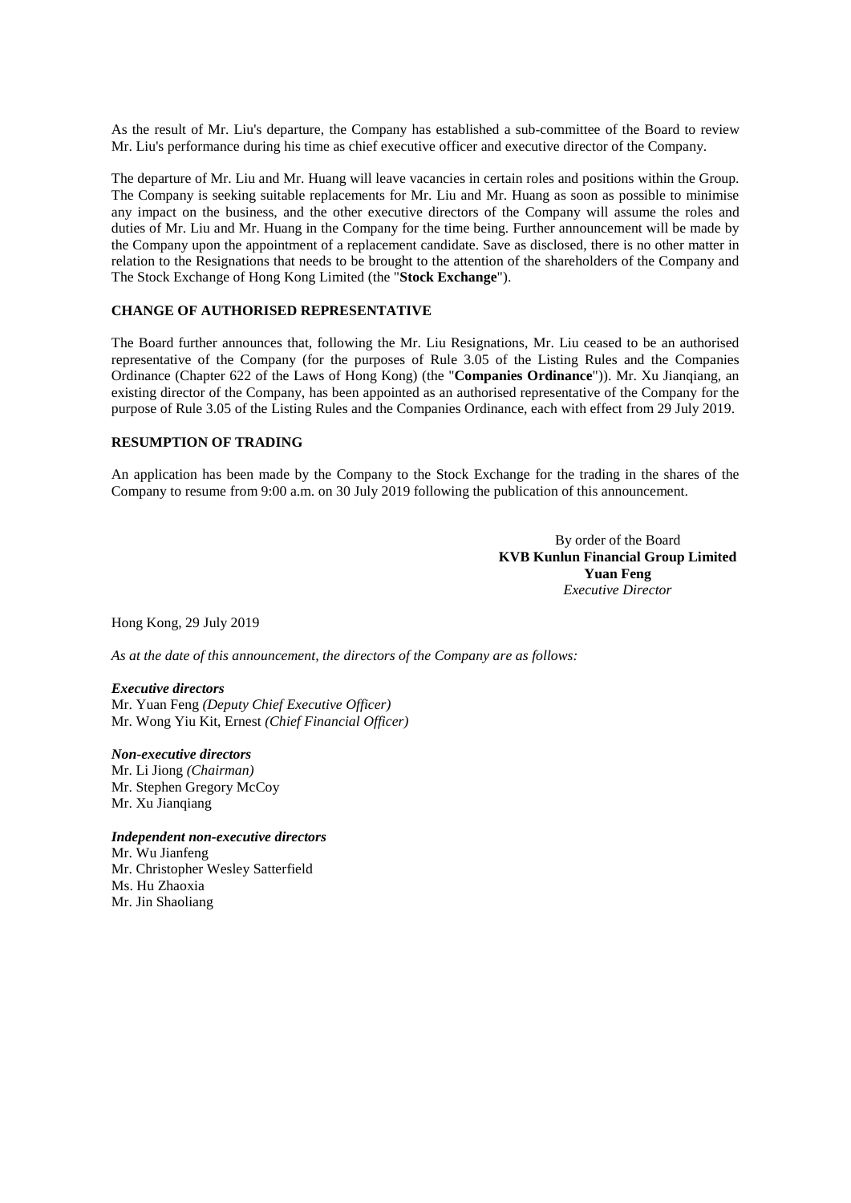As the result of Mr. Liu's departure, the Company has established a sub-committee of the Board to review Mr. Liu's performance during his time as chief executive officer and executive director of the Company.

The departure of Mr. Liu and Mr. Huang will leave vacancies in certain roles and positions within the Group. The Company is seeking suitable replacements for Mr. Liu and Mr. Huang as soon as possible to minimise any impact on the business, and the other executive directors of the Company will assume the roles and duties of Mr. Liu and Mr. Huang in the Company for the time being. Further announcement will be made by the Company upon the appointment of a replacement candidate. Save as disclosed, there is no other matter in relation to the Resignations that needs to be brought to the attention of the shareholders of the Company and The Stock Exchange of Hong Kong Limited (the "**Stock Exchange**").

## CHANGE OF AUTHORISED REPRESENTATIVE

The Board further announces that, following the Mr. Liu Resignations, Mr. Liu ceased to be an authorised representative of the Company (for the purposes of Rule 3.05 of the Listing Rules and the Companies Ordinance (Chapter 622 of the Laws of Hong Kong) (the "**Companies Ordinance**")). Mr. Xu Jianqiang, an existing director of the Company, has been appointed as an authorised representative of the Company for the purpose of Rule 3.05 of the Listing Rules and the Companies Ordinance, each with effect from 29 July 2019.

## RESUMPTION OF TRADING

An application has been made by the Company to the Stock Exchange for the trading in the shares of the Company to resume from 9:00 a.m. on 30 July 2019 following the publication of this announcement.

By order of the Board
**KVB Kunlun Financial Group Limited**
**Yuan Feng**
*Executive Director*

Hong Kong, 29 July 2019

*As at the date of this announcement, the directors of the Company are as follows:*

***Executive directors***
Mr. Yuan Feng *(Deputy Chief Executive Officer)*
Mr. Wong Yiu Kit, Ernest *(Chief Financial Officer)*

***Non-executive directors***
Mr. Li Jiong *(Chairman)*
Mr. Stephen Gregory McCoy
Mr. Xu Jianqiang

***Independent non-executive directors***
Mr. Wu Jianfeng
Mr. Christopher Wesley Satterfield
Ms. Hu Zhaoxia
Mr. Jin Shaoliang